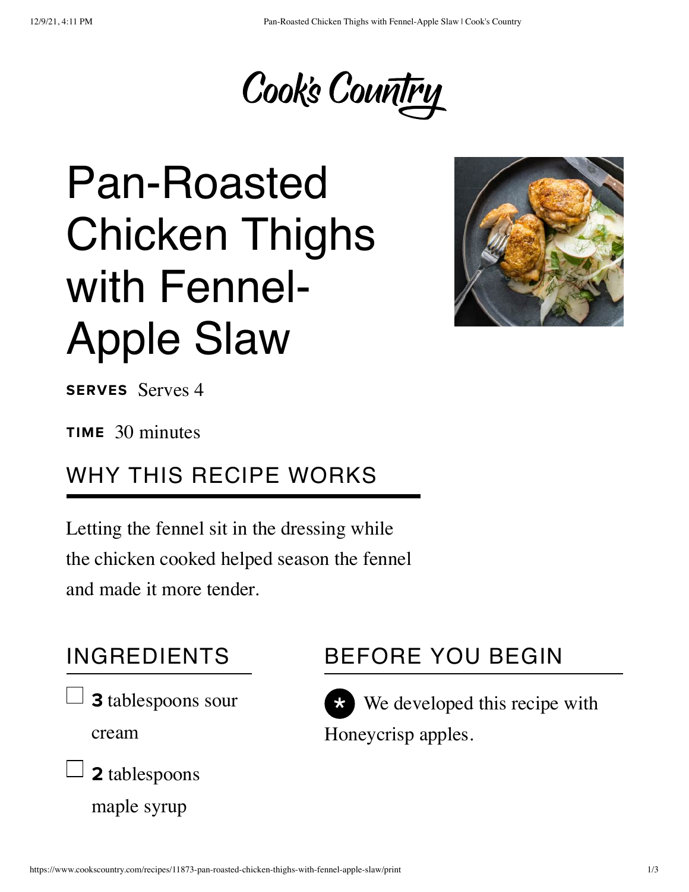Cook's Country

# Pan-Roasted Chicken Thighs with Fennel-Apple Slaw

**SERVES** Serves 4

**TIME** 30 minutes

## WHY THIS RECIPE WORKS

Letting the fennel sit in the dressing while the chicken cooked helped season the fennel and made it more tender.

## INGREDIENTS

- [ ] **3** tablespoons sour cream
- [ ] **2** tablespoons maple syrup

## BEFORE YOU BEGIN

* We developed this recipe with Honeycrisp apples.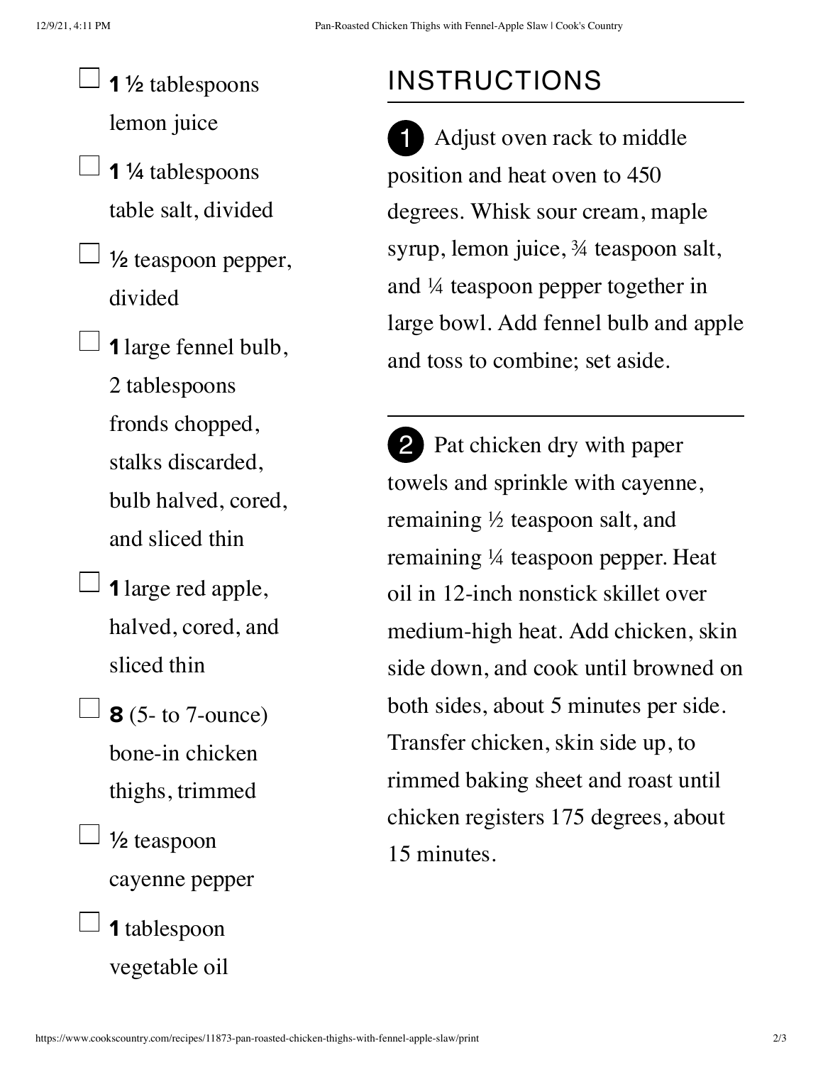- **1 ½** tablespoons lemon juice
- **1 ¼** tablespoons table salt, divided
- **½** teaspoon pepper, divided
- **1** large fennel bulb, 2 tablespoons fronds chopped, stalks discarded, bulb halved, cored, and sliced thin
- **1** large red apple, halved, cored, and sliced thin
- **8** (5- to 7-ounce) bone-in chicken thighs, trimmed
- **½** teaspoon cayenne pepper
- **1** tablespoon vegetable oil

## INSTRUCTIONS

1. Adjust oven rack to middle position and heat oven to 450 degrees. Whisk sour cream, maple syrup, lemon juice, ¾ teaspoon salt, and ¼ teaspoon pepper together in large bowl. Add fennel bulb and apple and toss to combine; set aside.

2. Pat chicken dry with paper towels and sprinkle with cayenne, remaining ½ teaspoon salt, and remaining ¼ teaspoon pepper. Heat oil in 12-inch nonstick skillet over medium-high heat. Add chicken, skin side down, and cook until browned on both sides, about 5 minutes per side. Transfer chicken, skin side up, to rimmed baking sheet and roast until chicken registers 175 degrees, about 15 minutes.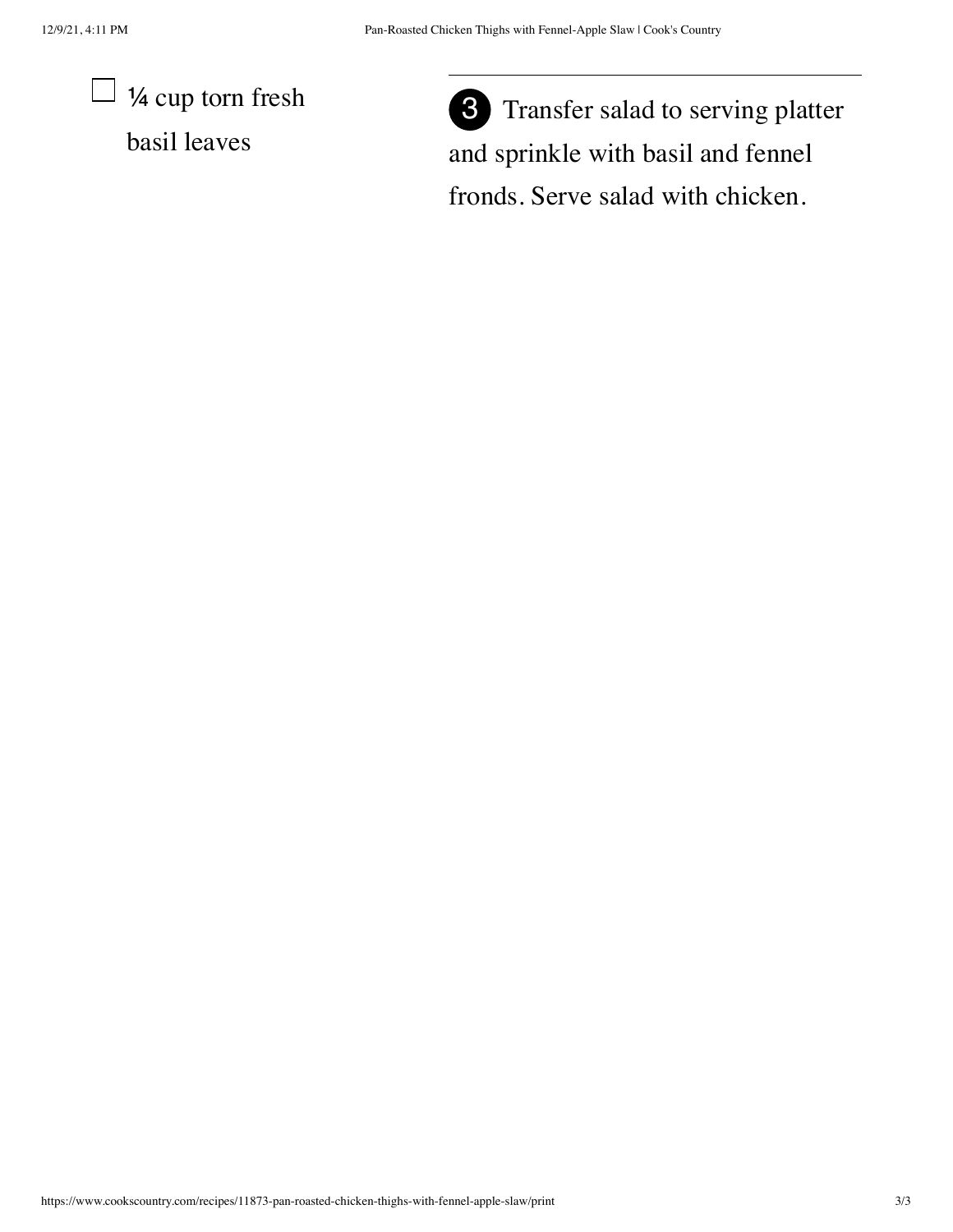- [ ] ¼ cup torn fresh basil leaves

3. Transfer salad to serving platter and sprinkle with basil and fennel fronds. Serve salad with chicken.